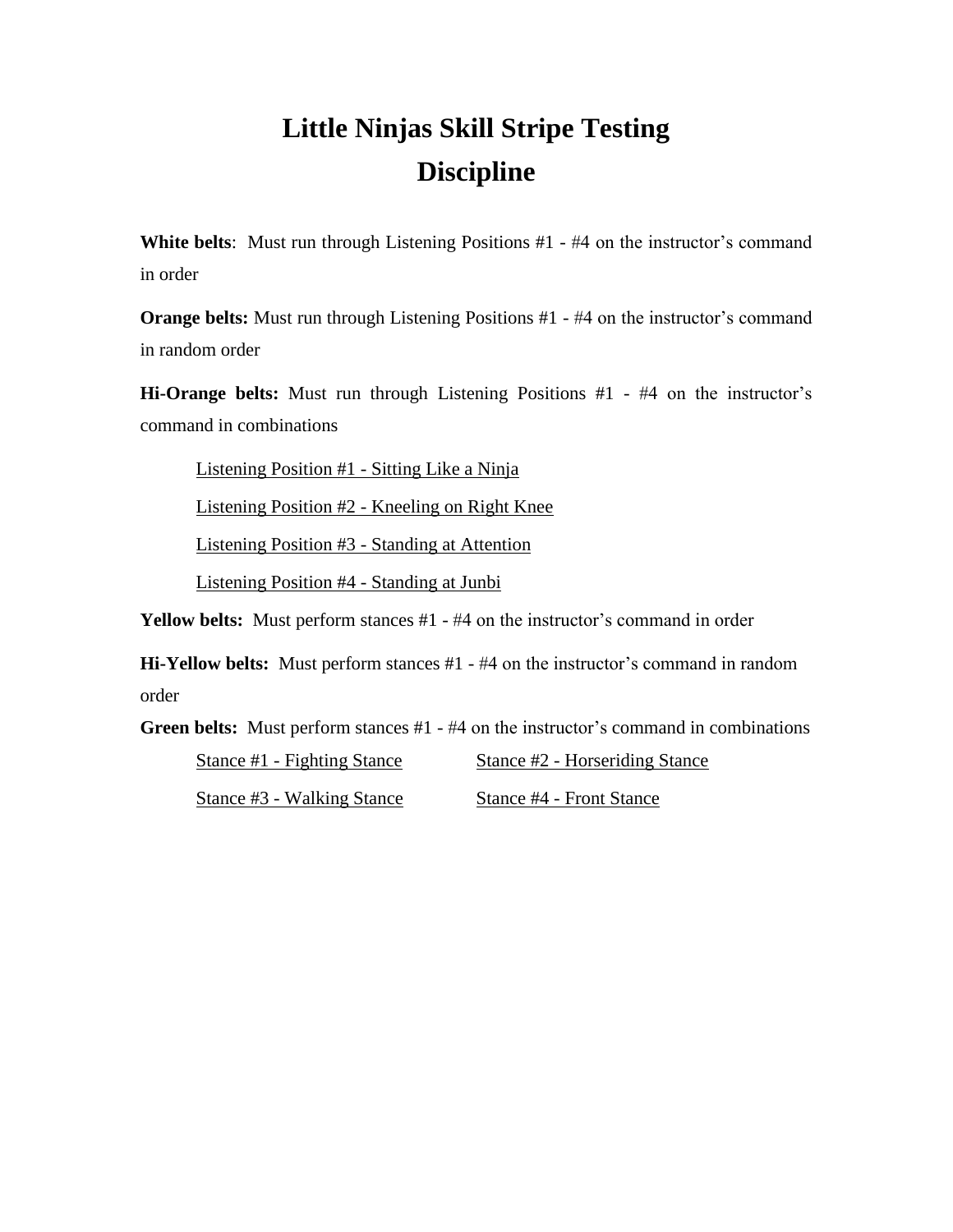# Little Ninjas Skill Stripe Testing
# Discipline

**White belts**: Must run through Listening Positions #1 - #4 on the instructor's command in order

**Orange belts:** Must run through Listening Positions #1 - #4 on the instructor's command in random order

**Hi-Orange belts:** Must run through Listening Positions #1 - #4 on the instructor's command in combinations

- Listening Position #1 - Sitting Like a Ninja
- Listening Position #2 - Kneeling on Right Knee
- Listening Position #3 - Standing at Attention
- Listening Position #4 - Standing at Junbi

**Yellow belts:** Must perform stances #1 - #4 on the instructor's command in order

**Hi-Yellow belts:** Must perform stances #1 - #4 on the instructor's command in random order

**Green belts:** Must perform stances #1 - #4 on the instructor's command in combinations

- Stance #1 - Fighting Stance
- Stance #2 - Horseriding Stance
- Stance #3 - Walking Stance
- Stance #4 - Front Stance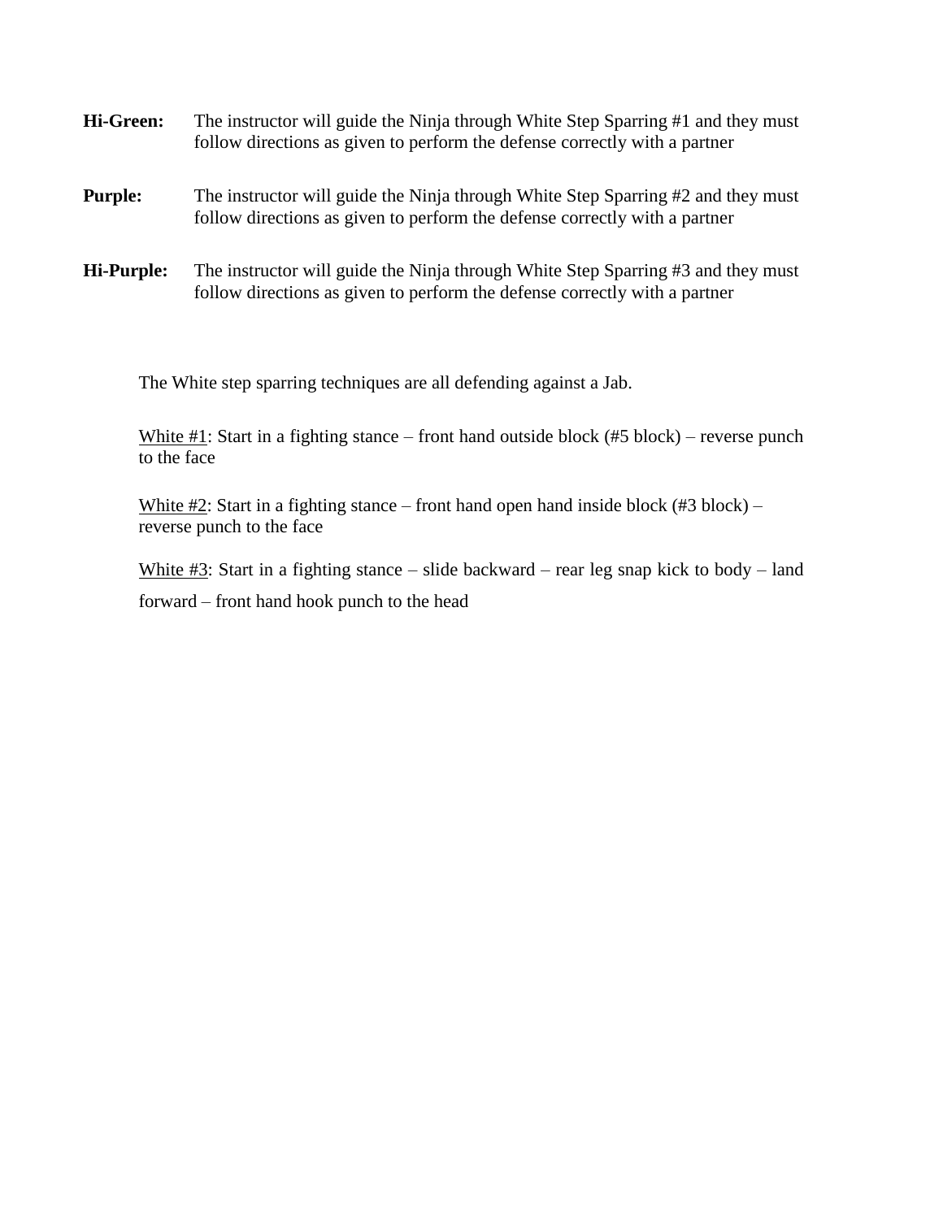**Hi-Green:** The instructor will guide the Ninja through White Step Sparring #1 and they must follow directions as given to perform the defense correctly with a partner

**Purple:** The instructor will guide the Ninja through White Step Sparring #2 and they must follow directions as given to perform the defense correctly with a partner

**Hi-Purple:** The instructor will guide the Ninja through White Step Sparring #3 and they must follow directions as given to perform the defense correctly with a partner

The White step sparring techniques are all defending against a Jab.

<u>White #1</u>: Start in a fighting stance – front hand outside block (#5 block) – reverse punch to the face

<u>White #2</u>: Start in a fighting stance – front hand open hand inside block (#3 block) – reverse punch to the face

<u>White #3</u>: Start in a fighting stance – slide backward – rear leg snap kick to body – land forward – front hand hook punch to the head